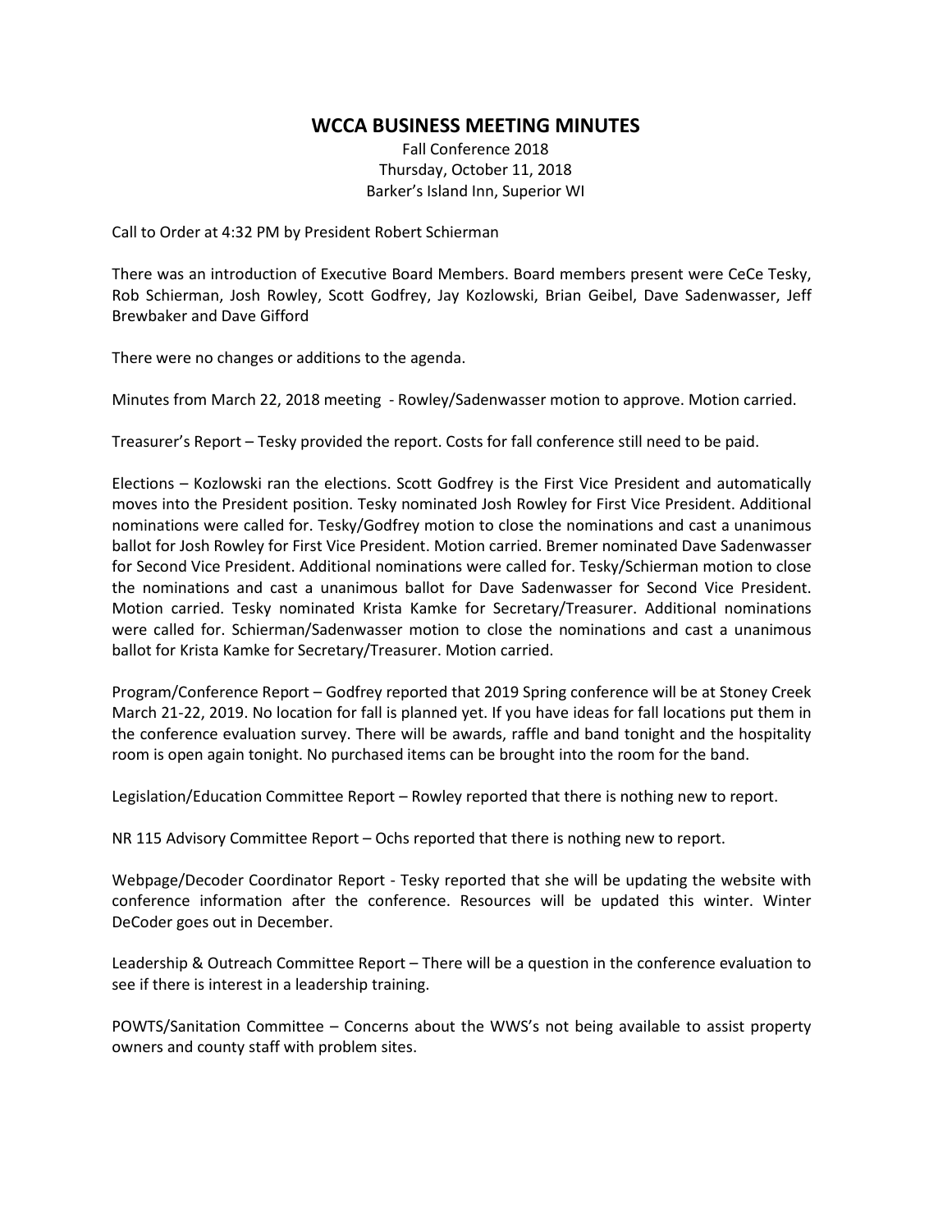# WCCA BUSINESS MEETING MINUTES

Fall Conference 2018
Thursday, October 11, 2018
Barker's Island Inn, Superior WI

Call to Order at 4:32 PM by President Robert Schierman

There was an introduction of Executive Board Members. Board members present were CeCe Tesky, Rob Schierman, Josh Rowley, Scott Godfrey, Jay Kozlowski, Brian Geibel, Dave Sadenwasser, Jeff Brewbaker and Dave Gifford

There were no changes or additions to the agenda.

Minutes from March 22, 2018 meeting - Rowley/Sadenwasser motion to approve. Motion carried.

Treasurer's Report – Tesky provided the report. Costs for fall conference still need to be paid.

Elections – Kozlowski ran the elections. Scott Godfrey is the First Vice President and automatically moves into the President position. Tesky nominated Josh Rowley for First Vice President. Additional nominations were called for. Tesky/Godfrey motion to close the nominations and cast a unanimous ballot for Josh Rowley for First Vice President. Motion carried. Bremer nominated Dave Sadenwasser for Second Vice President. Additional nominations were called for. Tesky/Schierman motion to close the nominations and cast a unanimous ballot for Dave Sadenwasser for Second Vice President. Motion carried. Tesky nominated Krista Kamke for Secretary/Treasurer. Additional nominations were called for. Schierman/Sadenwasser motion to close the nominations and cast a unanimous ballot for Krista Kamke for Secretary/Treasurer. Motion carried.

Program/Conference Report – Godfrey reported that 2019 Spring conference will be at Stoney Creek March 21-22, 2019. No location for fall is planned yet. If you have ideas for fall locations put them in the conference evaluation survey. There will be awards, raffle and band tonight and the hospitality room is open again tonight. No purchased items can be brought into the room for the band.

Legislation/Education Committee Report – Rowley reported that there is nothing new to report.

NR 115 Advisory Committee Report – Ochs reported that there is nothing new to report.

Webpage/Decoder Coordinator Report - Tesky reported that she will be updating the website with conference information after the conference. Resources will be updated this winter. Winter DeCoder goes out in December.

Leadership & Outreach Committee Report – There will be a question in the conference evaluation to see if there is interest in a leadership training.

POWTS/Sanitation Committee – Concerns about the WWS's not being available to assist property owners and county staff with problem sites.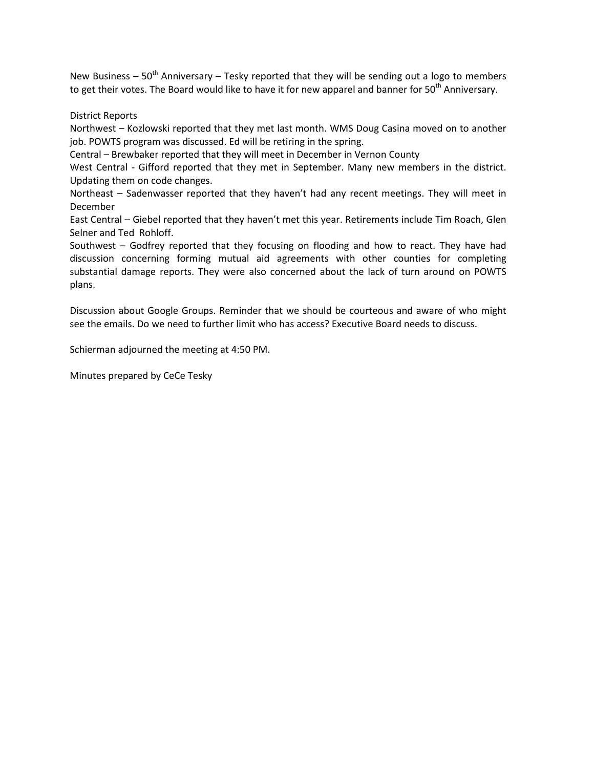New Business – $50^{th}$ Anniversary – Tesky reported that they will be sending out a logo to members to get their votes. The Board would like to have it for new apparel and banner for $50^{th}$ Anniversary.

District Reports

Northwest – Kozlowski reported that they met last month. WMS Doug Casina moved on to another job. POWTS program was discussed. Ed will be retiring in the spring.

Central – Brewbaker reported that they will meet in December in Vernon County

West Central - Gifford reported that they met in September. Many new members in the district. Updating them on code changes.

Northeast – Sadenwasser reported that they haven't had any recent meetings. They will meet in December

East Central – Giebel reported that they haven't met this year. Retirements include Tim Roach, Glen Selner and Ted Rohloff.

Southwest – Godfrey reported that they focusing on flooding and how to react. They have had discussion concerning forming mutual aid agreements with other counties for completing substantial damage reports. They were also concerned about the lack of turn around on POWTS plans.

Discussion about Google Groups. Reminder that we should be courteous and aware of who might see the emails. Do we need to further limit who has access? Executive Board needs to discuss.

Schierman adjourned the meeting at 4:50 PM.

Minutes prepared by CeCe Tesky